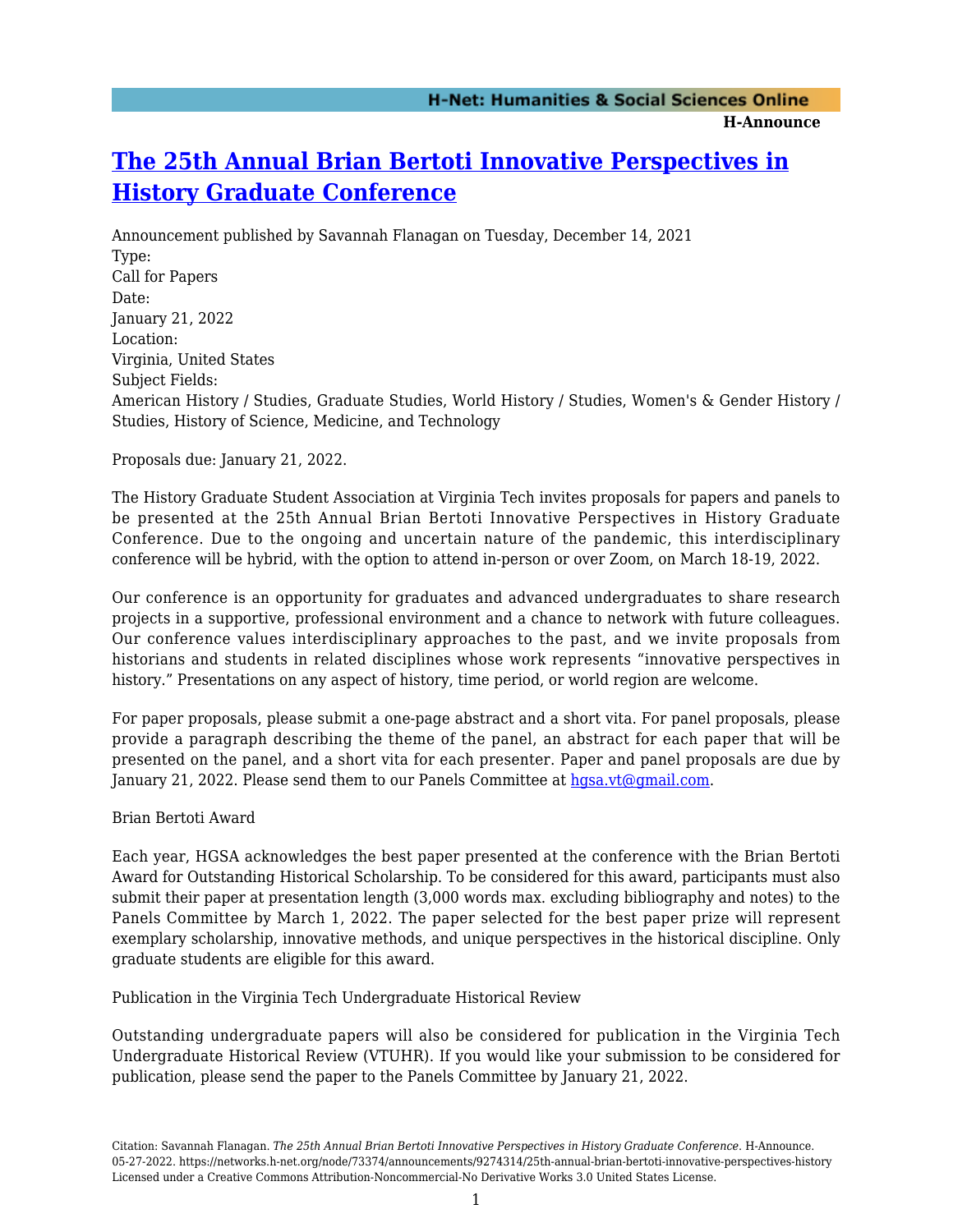# [The 25th Annual Brian Bertoti Innovative Perspectives in History Graduate Conference](https://networks.h-net.org/node/73374/announcements/9274314/25th-annual-brian-bertoti-innovative-perspectives-history)

Announcement published by Savannah Flanagan on Tuesday, December 14, 2021

Type:
Call for Papers

Date:
January 21, 2022

Location:
Virginia, United States

Subject Fields:
American History / Studies, Graduate Studies, World History / Studies, Women's & Gender History / Studies, History of Science, Medicine, and Technology

Proposals due: January 21, 2022.

The History Graduate Student Association at Virginia Tech invites proposals for papers and panels to be presented at the 25th Annual Brian Bertoti Innovative Perspectives in History Graduate Conference. Due to the ongoing and uncertain nature of the pandemic, this interdisciplinary conference will be hybrid, with the option to attend in-person or over Zoom, on March 18-19, 2022.

Our conference is an opportunity for graduates and advanced undergraduates to share research projects in a supportive, professional environment and a chance to network with future colleagues. Our conference values interdisciplinary approaches to the past, and we invite proposals from historians and students in related disciplines whose work represents "innovative perspectives in history." Presentations on any aspect of history, time period, or world region are welcome.

For paper proposals, please submit a one-page abstract and a short vita. For panel proposals, please provide a paragraph describing the theme of the panel, an abstract for each paper that will be presented on the panel, and a short vita for each presenter. Paper and panel proposals are due by January 21, 2022. Please send them to our Panels Committee at [hgsa.vt@gmail.com](mailto:hgsa.vt@gmail.com).

Brian Bertoti Award

Each year, HGSA acknowledges the best paper presented at the conference with the Brian Bertoti Award for Outstanding Historical Scholarship. To be considered for this award, participants must also submit their paper at presentation length (3,000 words max. excluding bibliography and notes) to the Panels Committee by March 1, 2022. The paper selected for the best paper prize will represent exemplary scholarship, innovative methods, and unique perspectives in the historical discipline. Only graduate students are eligible for this award.

Publication in the Virginia Tech Undergraduate Historical Review

Outstanding undergraduate papers will also be considered for publication in the Virginia Tech Undergraduate Historical Review (VTUHR). If you would like your submission to be considered for publication, please send the paper to the Panels Committee by January 21, 2022.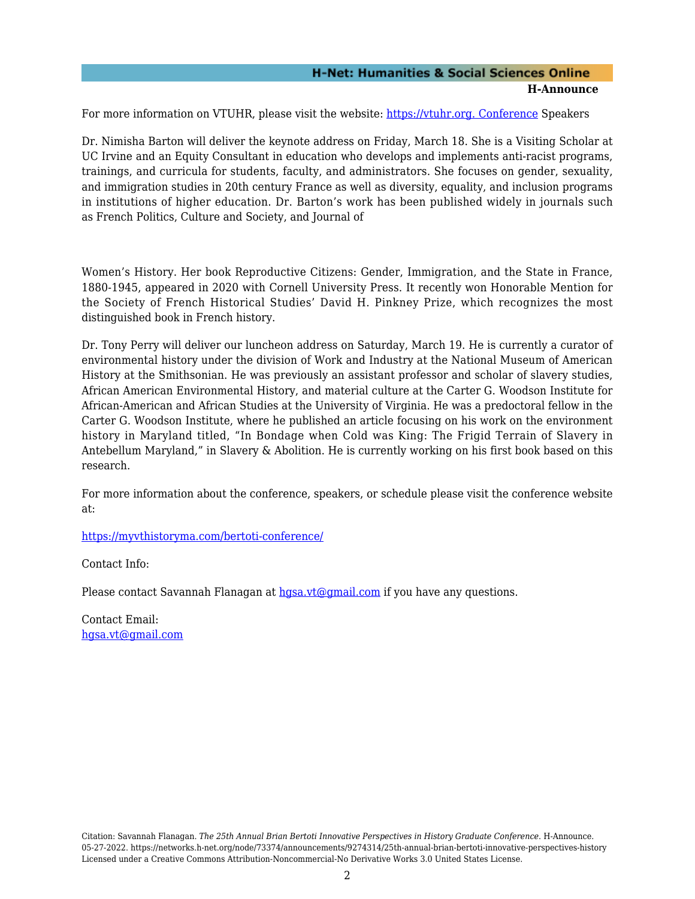For more information on VTUHR, please visit the website: https://vtuhr.org. Conference Speakers

Dr. Nimisha Barton will deliver the keynote address on Friday, March 18. She is a Visiting Scholar at UC Irvine and an Equity Consultant in education who develops and implements anti-racist programs, trainings, and curricula for students, faculty, and administrators. She focuses on gender, sexuality, and immigration studies in 20th century France as well as diversity, equality, and inclusion programs in institutions of higher education. Dr. Barton's work has been published widely in journals such as French Politics, Culture and Society, and Journal of Women's History. Her book Reproductive Citizens: Gender, Immigration, and the State in France, 1880-1945, appeared in 2020 with Cornell University Press. It recently won Honorable Mention for the Society of French Historical Studies' David H. Pinkney Prize, which recognizes the most distinguished book in French history.

Dr. Tony Perry will deliver our luncheon address on Saturday, March 19. He is currently a curator of environmental history under the division of Work and Industry at the National Museum of American History at the Smithsonian. He was previously an assistant professor and scholar of slavery studies, African American Environmental History, and material culture at the Carter G. Woodson Institute for African-American and African Studies at the University of Virginia. He was a predoctoral fellow in the Carter G. Woodson Institute, where he published an article focusing on his work on the environment history in Maryland titled, "In Bondage when Cold was King: The Frigid Terrain of Slavery in Antebellum Maryland," in Slavery & Abolition. He is currently working on his first book based on this research.

For more information about the conference, speakers, or schedule please visit the conference website at:

https://myvthistoryma.com/bertoti-conference/

Contact Info:

Please contact Savannah Flanagan at hgsa.vt@gmail.com if you have any questions.

Contact Email:
hgsa.vt@gmail.com

Citation: Savannah Flanagan. *The 25th Annual Brian Bertoti Innovative Perspectives in History Graduate Conference*. H-Announce. 05-27-2022. https://networks.h-net.org/node/73374/announcements/9274314/25th-annual-brian-bertoti-innovative-perspectives-history
Licensed under a Creative Commons Attribution-Noncommercial-No Derivative Works 3.0 United States License.